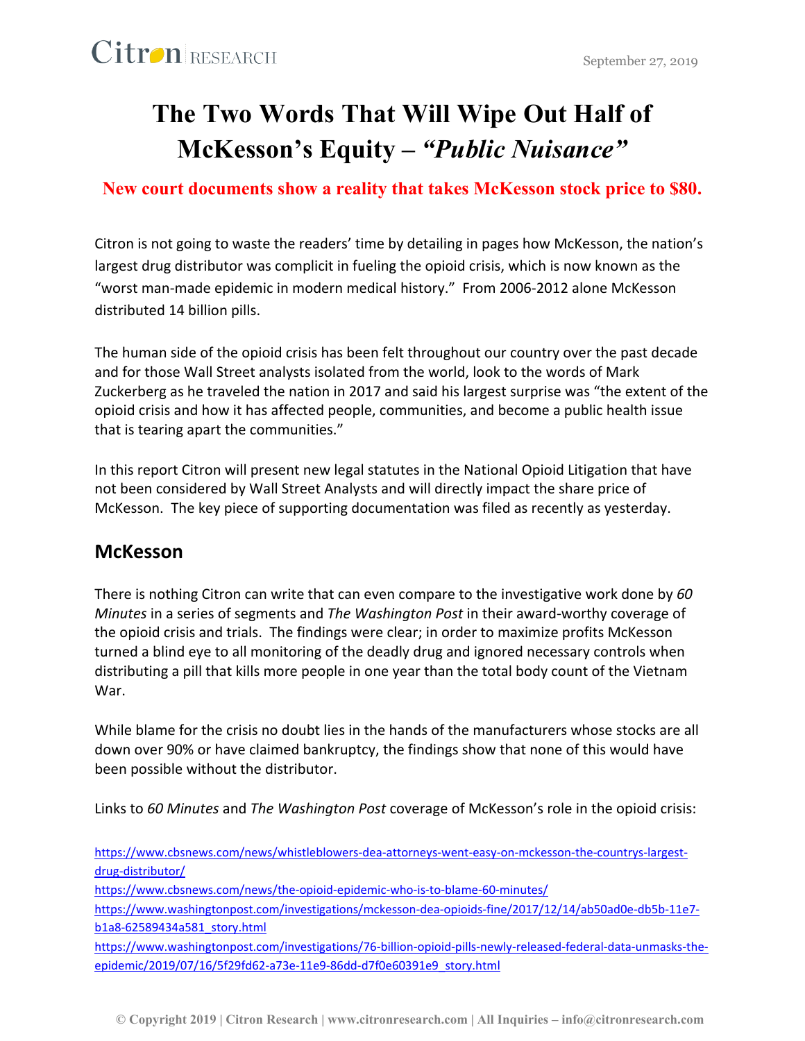Citron RESEARCH

September 27, 2019

# The Two Words That Will Wipe Out Half of McKesson's Equity – *"Public Nuisance"*

**New court documents show a reality that takes McKesson stock price to $80.**

Citron is not going to waste the readers' time by detailing in pages how McKesson, the nation's largest drug distributor was complicit in fueling the opioid crisis, which is now known as the "worst man-made epidemic in modern medical history." From 2006-2012 alone McKesson distributed 14 billion pills.

The human side of the opioid crisis has been felt throughout our country over the past decade and for those Wall Street analysts isolated from the world, look to the words of Mark Zuckerberg as he traveled the nation in 2017 and said his largest surprise was "the extent of the opioid crisis and how it has affected people, communities, and become a public health issue that is tearing apart the communities."

In this report Citron will present new legal statutes in the National Opioid Litigation that have not been considered by Wall Street Analysts and will directly impact the share price of McKesson. The key piece of supporting documentation was filed as recently as yesterday.

## McKesson

There is nothing Citron can write that can even compare to the investigative work done by *60 Minutes* in a series of segments and *The Washington Post* in their award-worthy coverage of the opioid crisis and trials. The findings were clear; in order to maximize profits McKesson turned a blind eye to all monitoring of the deadly drug and ignored necessary controls when distributing a pill that kills more people in one year than the total body count of the Vietnam War.

While blame for the crisis no doubt lies in the hands of the manufacturers whose stocks are all down over 90% or have claimed bankruptcy, the findings show that none of this would have been possible without the distributor.

Links to *60 Minutes* and *The Washington Post* coverage of McKesson's role in the opioid crisis:

https://www.cbsnews.com/news/whistleblowers-dea-attorneys-went-easy-on-mckesson-the-countrys-largest-drug-distributor/
https://www.cbsnews.com/news/the-opioid-epidemic-who-is-to-blame-60-minutes/
https://www.washingtonpost.com/investigations/mckesson-dea-opioids-fine/2017/12/14/ab50ad0e-db5b-11e7-b1a8-62589434a581_story.html
https://www.washingtonpost.com/investigations/76-billion-opioid-pills-newly-released-federal-data-unmasks-the-epidemic/2019/07/16/5f29fd62-a73e-11e9-86dd-d7f0e60391e9_story.html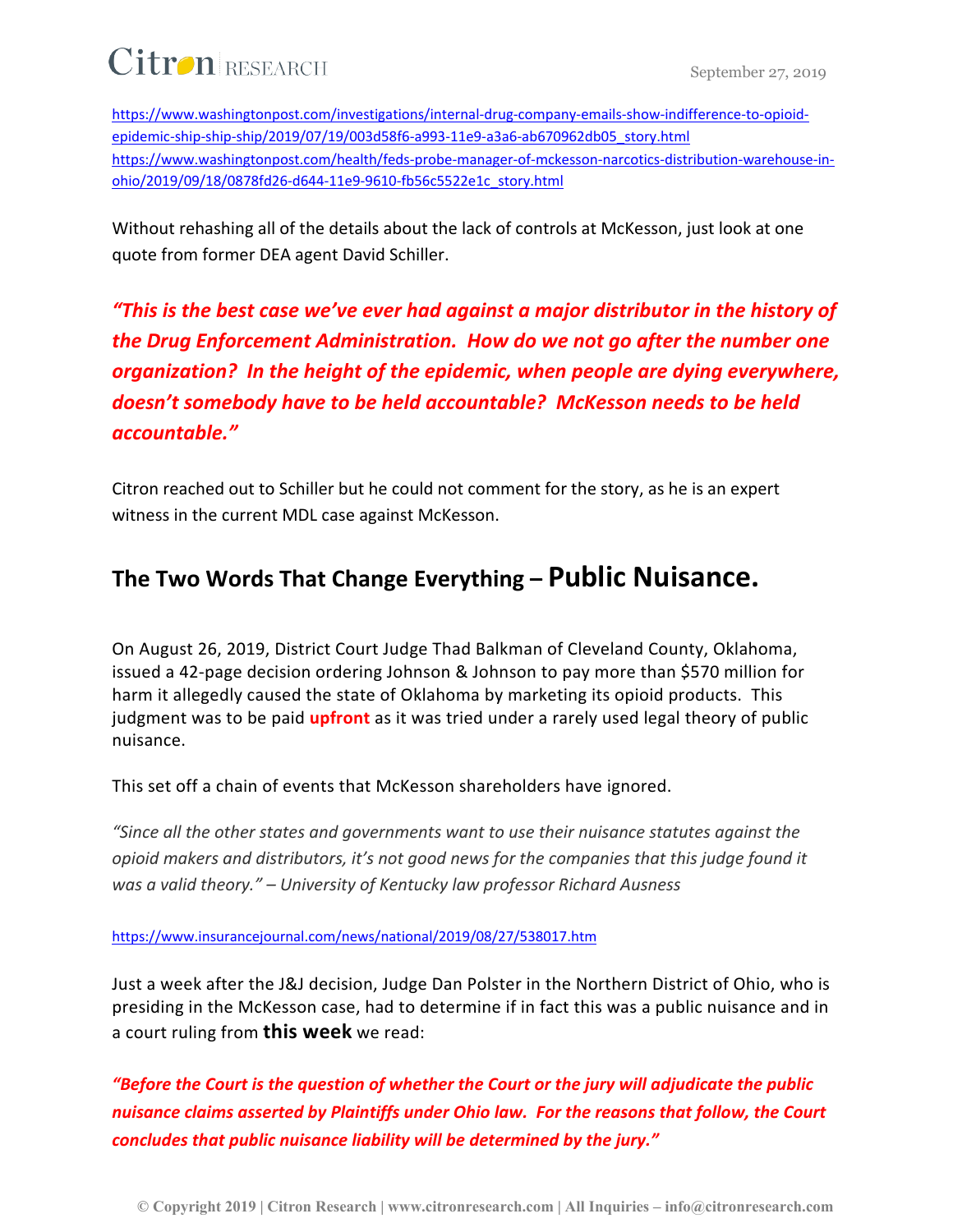https://www.washingtonpost.com/investigations/internal-drug-company-emails-show-indifference-to-opioid-epidemic-ship-ship-ship/2019/07/19/003d58f6-a993-11e9-a3a6-ab670962db05_story.html
https://www.washingtonpost.com/health/feds-probe-manager-of-mckesson-narcotics-distribution-warehouse-in-ohio/2019/09/18/0878fd26-d644-11e9-9610-fb56c5522e1c_story.html

Without rehashing all of the details about the lack of controls at McKesson, just look at one quote from former DEA agent David Schiller.

***"This is the best case we've ever had against a major distributor in the history of the Drug Enforcement Administration. How do we not go after the number one organization? In the height of the epidemic, when people are dying everywhere, doesn't somebody have to be held accountable? McKesson needs to be held accountable."***

Citron reached out to Schiller but he could not comment for the story, as he is an expert witness in the current MDL case against McKesson.

## The Two Words That Change Everything – Public Nuisance.

On August 26, 2019, District Court Judge Thad Balkman of Cleveland County, Oklahoma, issued a 42-page decision ordering Johnson & Johnson to pay more than $570 million for harm it allegedly caused the state of Oklahoma by marketing its opioid products. This judgment was to be paid **upfront** as it was tried under a rarely used legal theory of public nuisance.

This set off a chain of events that McKesson shareholders have ignored.

*"Since all the other states and governments want to use their nuisance statutes against the opioid makers and distributors, it's not good news for the companies that this judge found it was a valid theory." – University of Kentucky law professor Richard Ausness*

https://www.insurancejournal.com/news/national/2019/08/27/538017.htm

Just a week after the J&J decision, Judge Dan Polster in the Northern District of Ohio, who is presiding in the McKesson case, had to determine if in fact this was a public nuisance and in a court ruling from **this week** we read:

***"Before the Court is the question of whether the Court or the jury will adjudicate the public nuisance claims asserted by Plaintiffs under Ohio law. For the reasons that follow, the Court concludes that public nuisance liability will be determined by the jury."***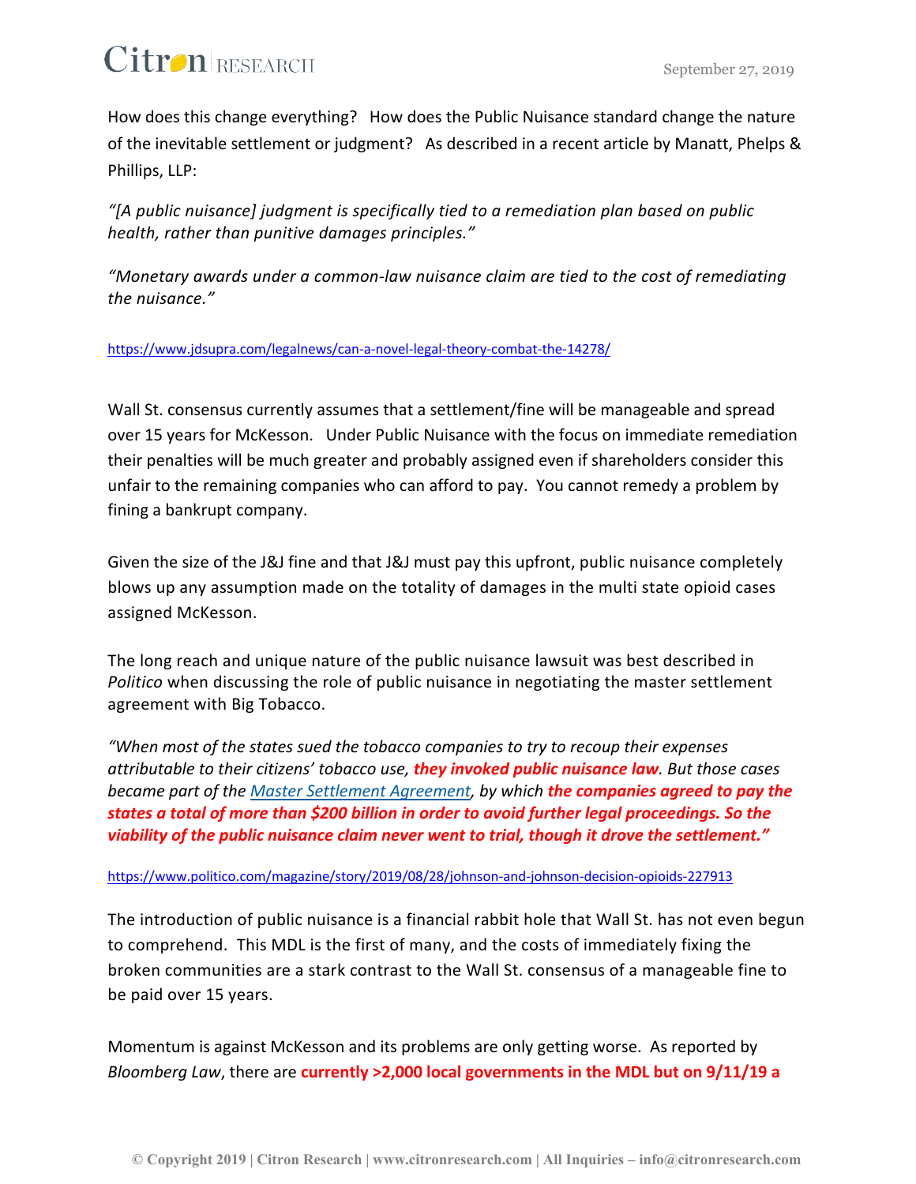How does this change everything? How does the Public Nuisance standard change the nature of the inevitable settlement or judgment? As described in a recent article by Manatt, Phelps & Phillips, LLP:

*"[A public nuisance] judgment is specifically tied to a remediation plan based on public health, rather than punitive damages principles."*

*"Monetary awards under a common-law nuisance claim are tied to the cost of remediating the nuisance."*

https://www.jdsupra.com/legalnews/can-a-novel-legal-theory-combat-the-14278/

Wall St. consensus currently assumes that a settlement/fine will be manageable and spread over 15 years for McKesson. Under Public Nuisance with the focus on immediate remediation their penalties will be much greater and probably assigned even if shareholders consider this unfair to the remaining companies who can afford to pay. You cannot remedy a problem by fining a bankrupt company.

Given the size of the J&J fine and that J&J must pay this upfront, public nuisance completely blows up any assumption made on the totality of damages in the multi state opioid cases assigned McKesson.

The long reach and unique nature of the public nuisance lawsuit was best described in *Politico* when discussing the role of public nuisance in negotiating the master settlement agreement with Big Tobacco.

*"When most of the states sued the tobacco companies to try to recoup their expenses attributable to their citizens' tobacco use, **they invoked public nuisance law**. But those cases became part of the Master Settlement Agreement, by which **the companies agreed to pay the states a total of more than $200 billion in order to avoid further legal proceedings. So the viability of the public nuisance claim never went to trial, though it drove the settlement."***

https://www.politico.com/magazine/story/2019/08/28/johnson-and-johnson-decision-opioids-227913

The introduction of public nuisance is a financial rabbit hole that Wall St. has not even begun to comprehend. This MDL is the first of many, and the costs of immediately fixing the broken communities are a stark contrast to the Wall St. consensus of a manageable fine to be paid over 15 years.

Momentum is against McKesson and its problems are only getting worse. As reported by *Bloomberg Law*, there are **currently >2,000 local governments in the MDL but on 9/11/19 a**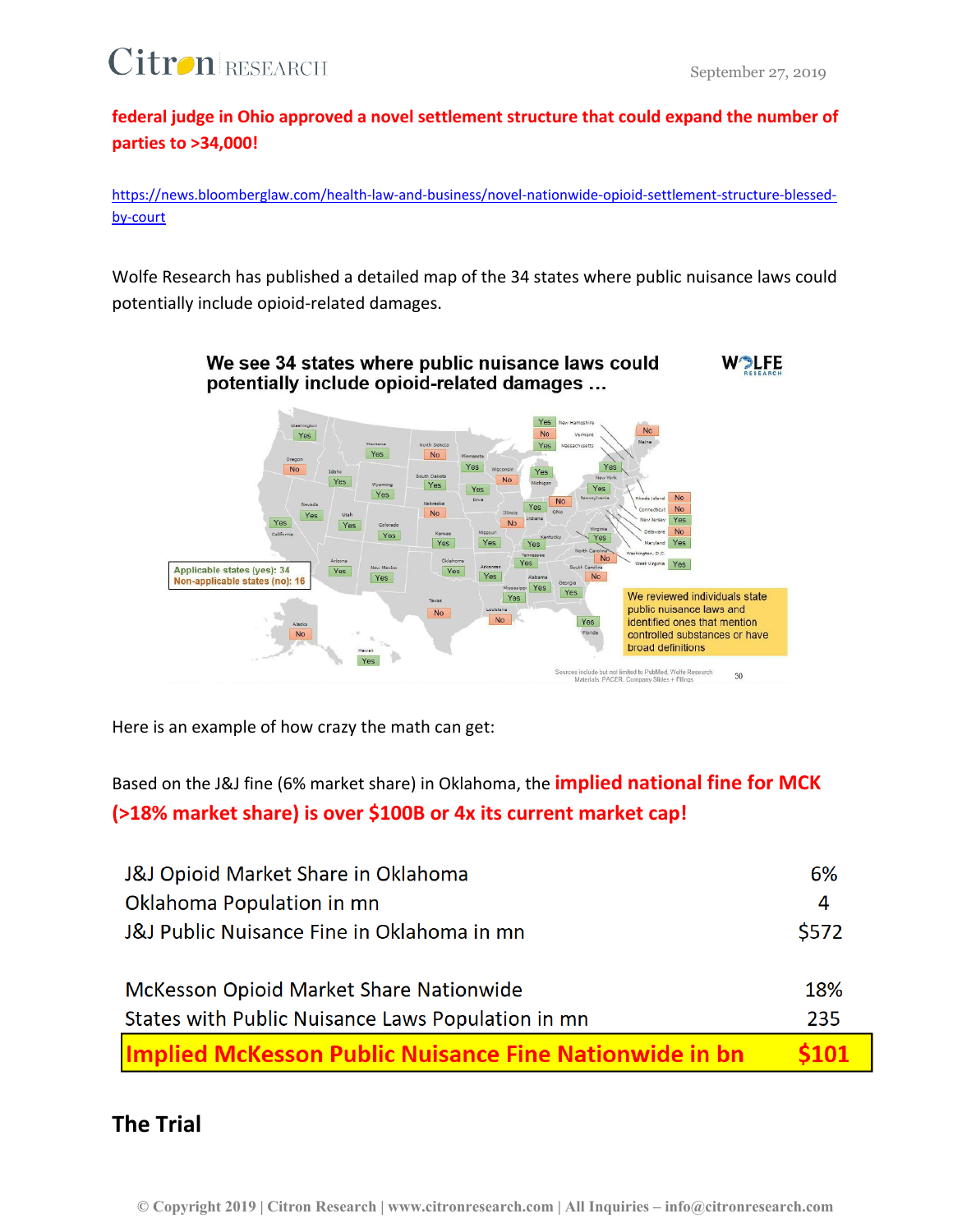**federal judge in Ohio approved a novel settlement structure that could expand the number of parties to >34,000!**

https://news.bloomberglaw.com/health-law-and-business/novel-nationwide-opioid-settlement-structure-blessed-by-court

Wolfe Research has published a detailed map of the 34 states where public nuisance laws could potentially include opioid-related damages.

Here is an example of how crazy the math can get:

Based on the J&J fine (6% market share) in Oklahoma, the **implied national fine for MCK (>18% market share) is over $100B or 4x its current market cap!**

| | |
|---|---|
| J&J Opioid Market Share in Oklahoma | 6% |
| Oklahoma Population in mn | 4 |
| J&J Public Nuisance Fine in Oklahoma in mn | $572 |
| | |
| McKesson Opioid Market Share Nationwide | 18% |
| States with Public Nuisance Laws Population in mn | 235 |
| **Implied McKesson Public Nuisance Fine Nationwide in bn** | **$101** |

## The Trial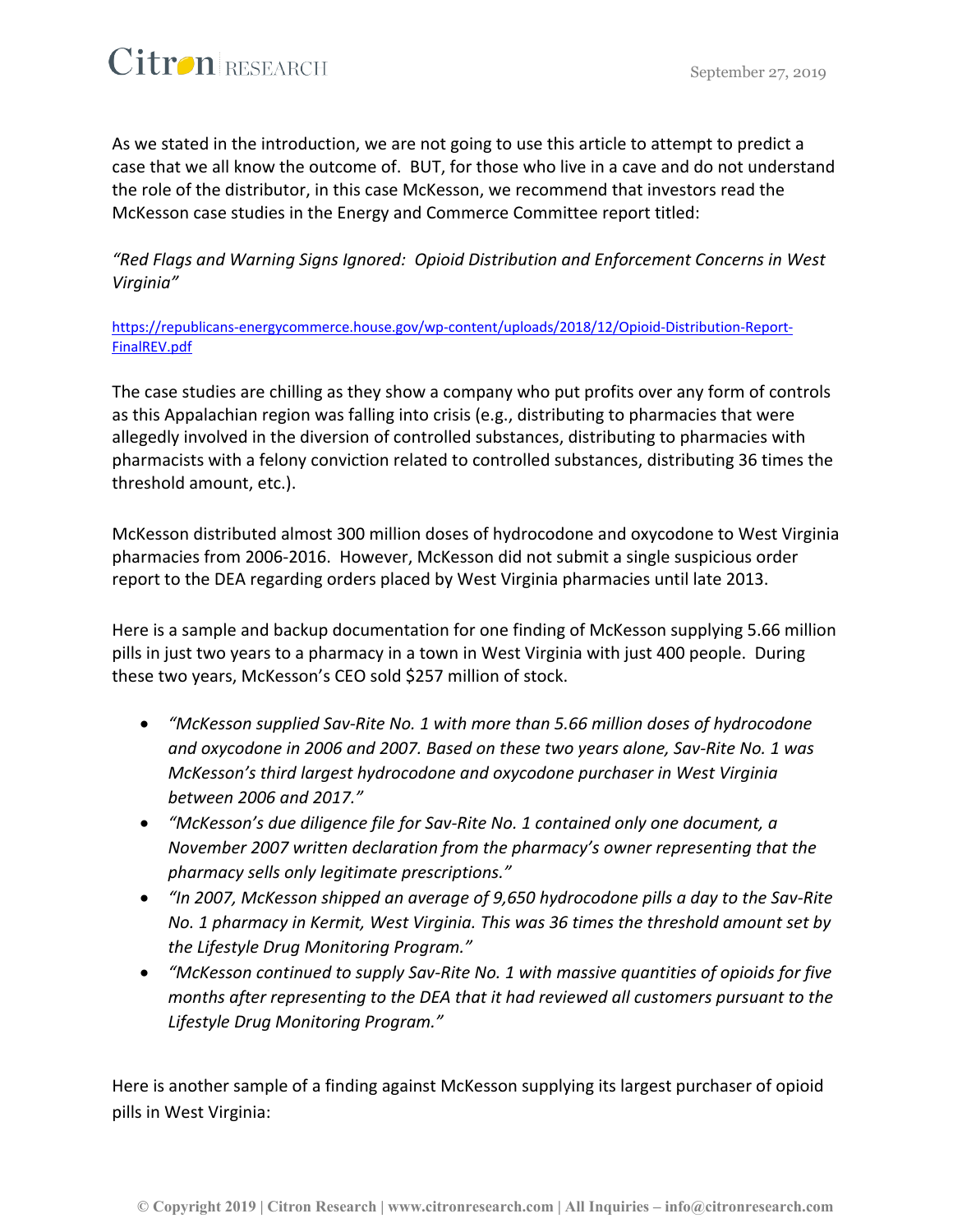As we stated in the introduction, we are not going to use this article to attempt to predict a case that we all know the outcome of. BUT, for those who live in a cave and do not understand the role of the distributor, in this case McKesson, we recommend that investors read the McKesson case studies in the Energy and Commerce Committee report titled:

*"Red Flags and Warning Signs Ignored: Opioid Distribution and Enforcement Concerns in West Virginia"*

[https://republicans-energycommerce.house.gov/wp-content/uploads/2018/12/Opioid-Distribution-Report-FinalREV.pdf](https://republicans-energycommerce.house.gov/wp-content/uploads/2018/12/Opioid-Distribution-Report-FinalREV.pdf)

The case studies are chilling as they show a company who put profits over any form of controls as this Appalachian region was falling into crisis (e.g., distributing to pharmacies that were allegedly involved in the diversion of controlled substances, distributing to pharmacies with pharmacists with a felony conviction related to controlled substances, distributing 36 times the threshold amount, etc.).

McKesson distributed almost 300 million doses of hydrocodone and oxycodone to West Virginia pharmacies from 2006-2016. However, McKesson did not submit a single suspicious order report to the DEA regarding orders placed by West Virginia pharmacies until late 2013.

Here is a sample and backup documentation for one finding of McKesson supplying 5.66 million pills in just two years to a pharmacy in a town in West Virginia with just 400 people. During these two years, McKesson's CEO sold $257 million of stock.

- *"McKesson supplied Sav-Rite No. 1 with more than 5.66 million doses of hydrocodone and oxycodone in 2006 and 2007. Based on these two years alone, Sav-Rite No. 1 was McKesson's third largest hydrocodone and oxycodone purchaser in West Virginia between 2006 and 2017."*
- *"McKesson's due diligence file for Sav-Rite No. 1 contained only one document, a November 2007 written declaration from the pharmacy's owner representing that the pharmacy sells only legitimate prescriptions."*
- *"In 2007, McKesson shipped an average of 9,650 hydrocodone pills a day to the Sav-Rite No. 1 pharmacy in Kermit, West Virginia. This was 36 times the threshold amount set by the Lifestyle Drug Monitoring Program."*
- *"McKesson continued to supply Sav-Rite No. 1 with massive quantities of opioids for five months after representing to the DEA that it had reviewed all customers pursuant to the Lifestyle Drug Monitoring Program."*

Here is another sample of a finding against McKesson supplying its largest purchaser of opioid pills in West Virginia: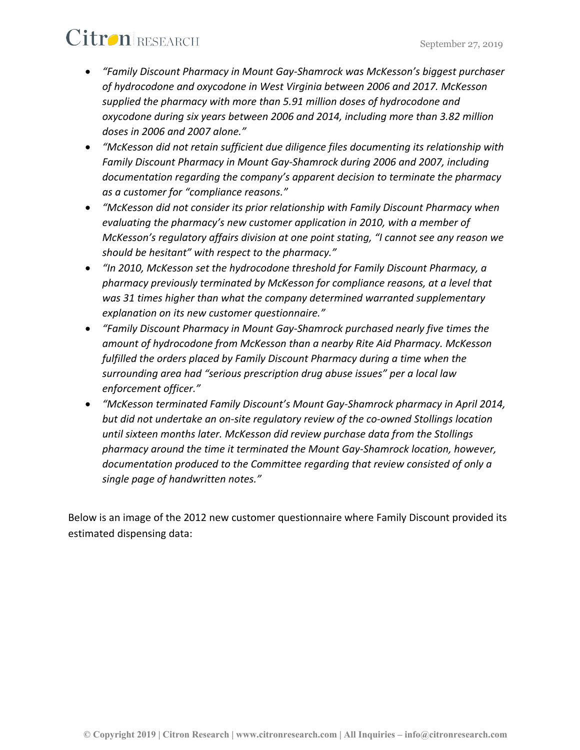- *"Family Discount Pharmacy in Mount Gay-Shamrock was McKesson's biggest purchaser of hydrocodone and oxycodone in West Virginia between 2006 and 2017. McKesson supplied the pharmacy with more than 5.91 million doses of hydrocodone and oxycodone during six years between 2006 and 2014, including more than 3.82 million doses in 2006 and 2007 alone."*
- *"McKesson did not retain sufficient due diligence files documenting its relationship with Family Discount Pharmacy in Mount Gay-Shamrock during 2006 and 2007, including documentation regarding the company's apparent decision to terminate the pharmacy as a customer for "compliance reasons."*
- *"McKesson did not consider its prior relationship with Family Discount Pharmacy when evaluating the pharmacy's new customer application in 2010, with a member of McKesson's regulatory affairs division at one point stating, "I cannot see any reason we should be hesitant" with respect to the pharmacy."*
- *"In 2010, McKesson set the hydrocodone threshold for Family Discount Pharmacy, a pharmacy previously terminated by McKesson for compliance reasons, at a level that was 31 times higher than what the company determined warranted supplementary explanation on its new customer questionnaire."*
- *"Family Discount Pharmacy in Mount Gay-Shamrock purchased nearly five times the amount of hydrocodone from McKesson than a nearby Rite Aid Pharmacy. McKesson fulfilled the orders placed by Family Discount Pharmacy during a time when the surrounding area had "serious prescription drug abuse issues" per a local law enforcement officer."*
- *"McKesson terminated Family Discount's Mount Gay-Shamrock pharmacy in April 2014, but did not undertake an on-site regulatory review of the co-owned Stollings location until sixteen months later. McKesson did review purchase data from the Stollings pharmacy around the time it terminated the Mount Gay-Shamrock location, however, documentation produced to the Committee regarding that review consisted of only a single page of handwritten notes."*

Below is an image of the 2012 new customer questionnaire where Family Discount provided its estimated dispensing data: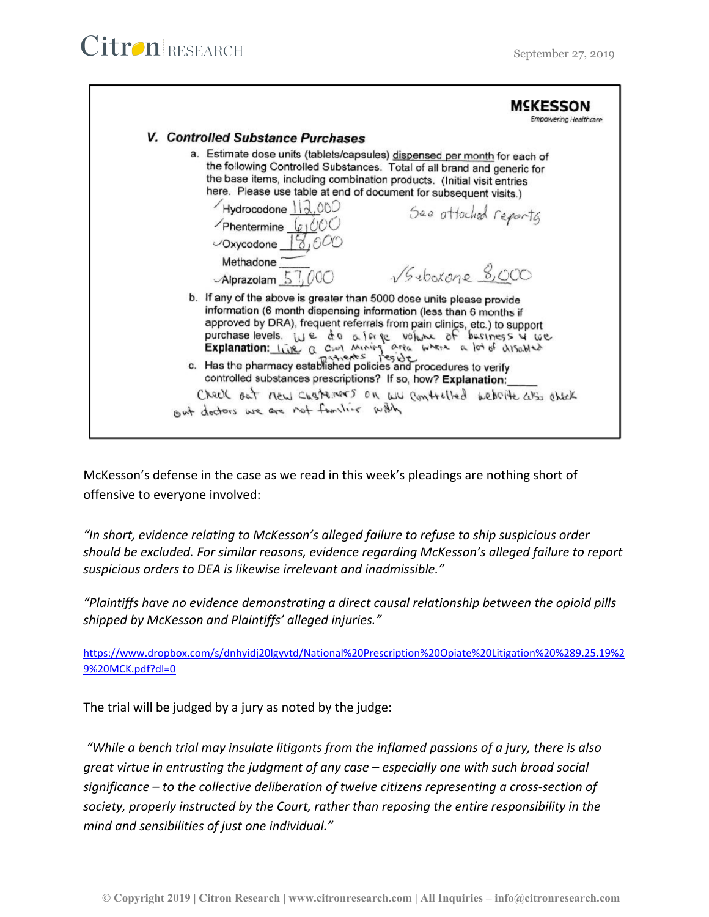**MCKESSON**
*Empowering Healthcare*

### V. Controlled Substance Purchases

a. Estimate dose units (tablets/capsules) dispensed per month for each of the following Controlled Substances. Total of all brand and generic for the base items, including combination products. (Initial visit entries here. Please use table at end of document for subsequent visits.)

- Hydrocodone 112,000
- Phentermine 6,000
- Oxycodone 18,000
- Methadone —
- Alprazolam 57,000

See attached reports

Suboxone 8,000

b. If any of the above is greater than 5000 dose units please provide information (6 month dispensing information (less than 6 months if approved by DRA), frequent referrals from pain clinics, etc.) to support purchase levels. **Explanation:** We do a large volume of business & we live a coal mining area where a lot of disabled patients reside

c. Has the pharmacy established policies and procedures to verify controlled substances prescriptions? If so, how? **Explanation:**
Check out new customers on wv controlled website also check out doctors we are not familiar with

McKesson's defense in the case as we read in this week's pleadings are nothing short of offensive to everyone involved:

*"In short, evidence relating to McKesson's alleged failure to refuse to ship suspicious order should be excluded. For similar reasons, evidence regarding McKesson's alleged failure to report suspicious orders to DEA is likewise irrelevant and inadmissible."*

*"Plaintiffs have no evidence demonstrating a direct causal relationship between the opioid pills shipped by McKesson and Plaintiffs' alleged injuries."*

https://www.dropbox.com/s/dnhyidj20lgyvtd/National%20Prescription%20Opiate%20Litigation%20%289.25.19%29%20MCK.pdf?dl=0

The trial will be judged by a jury as noted by the judge:

*"While a bench trial may insulate litigants from the inflamed passions of a jury, there is also great virtue in entrusting the judgment of any case – especially one with such broad social significance – to the collective deliberation of twelve citizens representing a cross-section of society, properly instructed by the Court, rather than reposing the entire responsibility in the mind and sensibilities of just one individual."*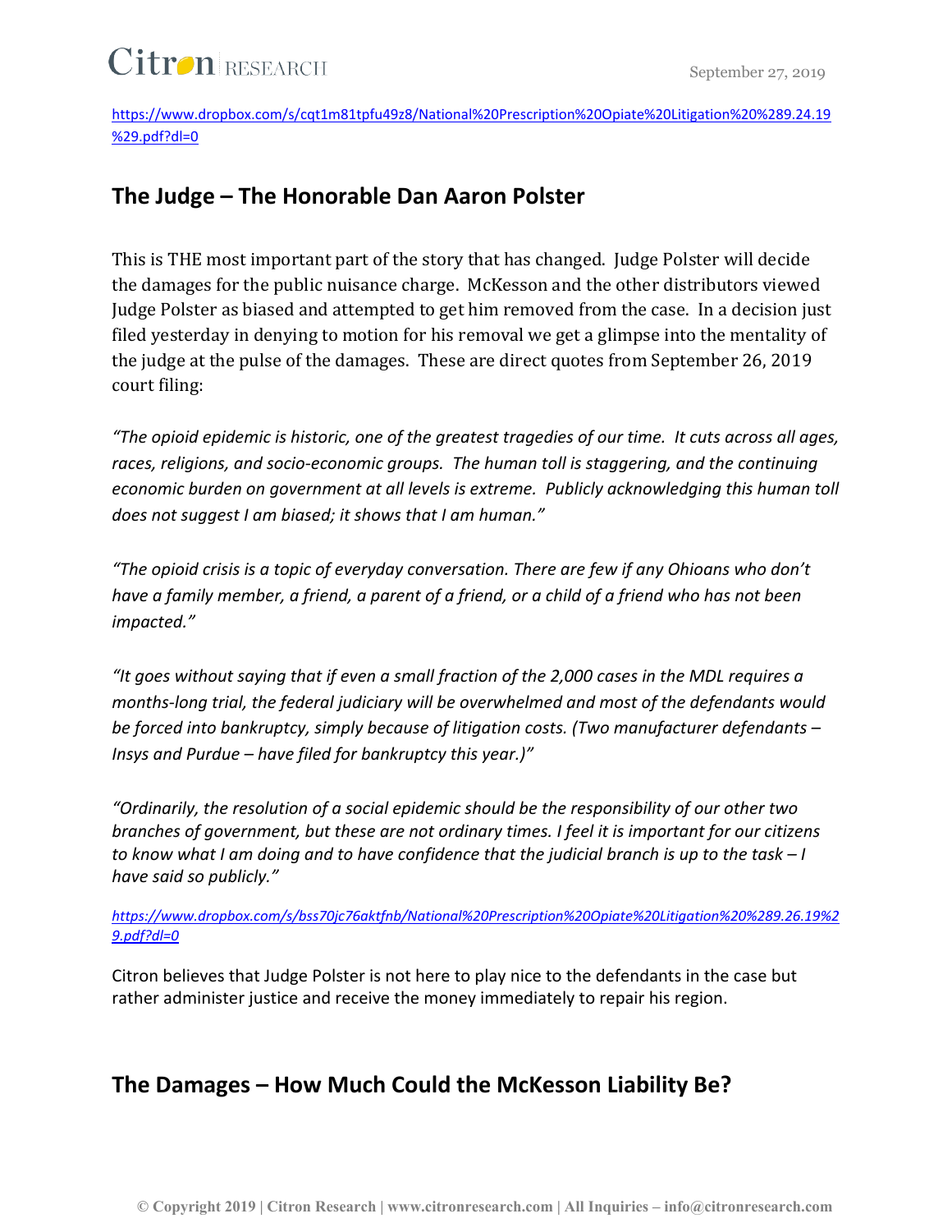https://www.dropbox.com/s/cqt1m81tpfu49z8/National%20Prescription%20Opiate%20Litigation%20%289.24.19%29.pdf?dl=0

## The Judge – The Honorable Dan Aaron Polster

This is THE most important part of the story that has changed. Judge Polster will decide the damages for the public nuisance charge. McKesson and the other distributors viewed Judge Polster as biased and attempted to get him removed from the case. In a decision just filed yesterday in denying to motion for his removal we get a glimpse into the mentality of the judge at the pulse of the damages. These are direct quotes from September 26, 2019 court filing:

*"The opioid epidemic is historic, one of the greatest tragedies of our time. It cuts across all ages, races, religions, and socio-economic groups. The human toll is staggering, and the continuing economic burden on government at all levels is extreme. Publicly acknowledging this human toll does not suggest I am biased; it shows that I am human."*

*"The opioid crisis is a topic of everyday conversation. There are few if any Ohioans who don't have a family member, a friend, a parent of a friend, or a child of a friend who has not been impacted."*

*"It goes without saying that if even a small fraction of the 2,000 cases in the MDL requires a months-long trial, the federal judiciary will be overwhelmed and most of the defendants would be forced into bankruptcy, simply because of litigation costs. (Two manufacturer defendants – Insys and Purdue – have filed for bankruptcy this year.)"*

*"Ordinarily, the resolution of a social epidemic should be the responsibility of our other two branches of government, but these are not ordinary times. I feel it is important for our citizens to know what I am doing and to have confidence that the judicial branch is up to the task – I have said so publicly."*

*https://www.dropbox.com/s/bss70jc76aktfnb/National%20Prescription%20Opiate%20Litigation%20%289.26.19%29.pdf?dl=0*

Citron believes that Judge Polster is not here to play nice to the defendants in the case but rather administer justice and receive the money immediately to repair his region.

## The Damages – How Much Could the McKesson Liability Be?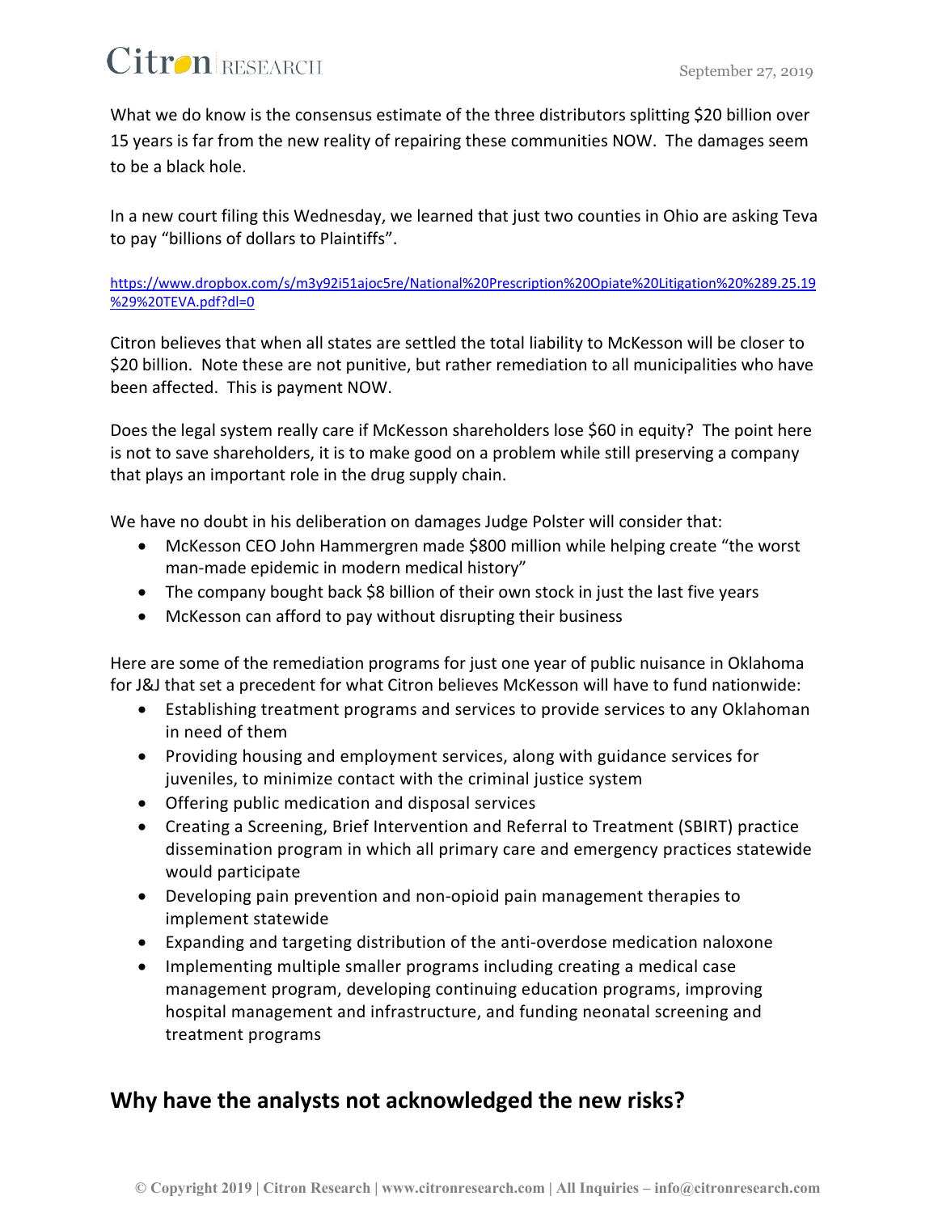What we do know is the consensus estimate of the three distributors splitting $20 billion over 15 years is far from the new reality of repairing these communities NOW. The damages seem to be a black hole.

In a new court filing this Wednesday, we learned that just two counties in Ohio are asking Teva to pay "billions of dollars to Plaintiffs".

https://www.dropbox.com/s/m3y92i51ajoc5re/National%20Prescription%20Opiate%20Litigation%20%289.25.19%29%20TEVA.pdf?dl=0

Citron believes that when all states are settled the total liability to McKesson will be closer to $20 billion. Note these are not punitive, but rather remediation to all municipalities who have been affected. This is payment NOW.

Does the legal system really care if McKesson shareholders lose $60 in equity? The point here is not to save shareholders, it is to make good on a problem while still preserving a company that plays an important role in the drug supply chain.

We have no doubt in his deliberation on damages Judge Polster will consider that:

- McKesson CEO John Hammergren made $800 million while helping create "the worst man-made epidemic in modern medical history"
- The company bought back $8 billion of their own stock in just the last five years
- McKesson can afford to pay without disrupting their business

Here are some of the remediation programs for just one year of public nuisance in Oklahoma for J&J that set a precedent for what Citron believes McKesson will have to fund nationwide:

- Establishing treatment programs and services to provide services to any Oklahoman in need of them
- Providing housing and employment services, along with guidance services for juveniles, to minimize contact with the criminal justice system
- Offering public medication and disposal services
- Creating a Screening, Brief Intervention and Referral to Treatment (SBIRT) practice dissemination program in which all primary care and emergency practices statewide would participate
- Developing pain prevention and non-opioid pain management therapies to implement statewide
- Expanding and targeting distribution of the anti-overdose medication naloxone
- Implementing multiple smaller programs including creating a medical case management program, developing continuing education programs, improving hospital management and infrastructure, and funding neonatal screening and treatment programs

## Why have the analysts not acknowledged the new risks?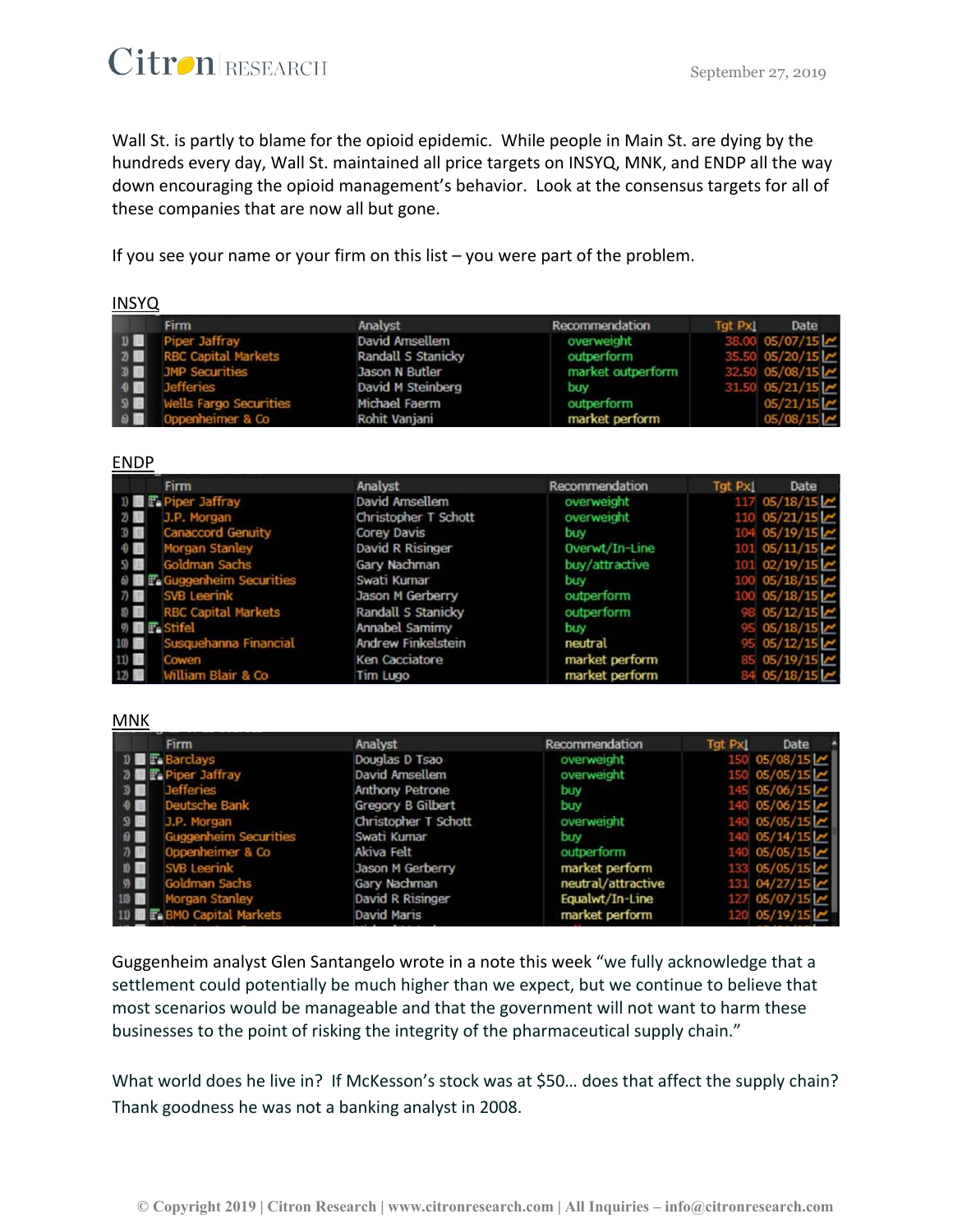Wall St. is partly to blame for the opioid epidemic. While people in Main St. are dying by the hundreds every day, Wall St. maintained all price targets on INSYQ, MNK, and ENDP all the way down encouraging the opioid management's behavior. Look at the consensus targets for all of these companies that are now all but gone.

If you see your name or your firm on this list – you were part of the problem.

INSYQ

| | Firm | Analyst | Recommendation | Tgt Px | Date |
|---|---|---|---|---|---|
| 1) | Piper Jaffray | David Amsellem | overweight | 38.00 | 05/07/15 |
| 2) | RBC Capital Markets | Randall S Stanicky | outperform | 35.50 | 05/20/15 |
| 3) | JMP Securities | Jason N Butler | market outperform | 32.50 | 05/08/15 |
| 4) | Jefferies | David M Steinberg | buy | 31.50 | 05/21/15 |
| 5) | Wells Fargo Securities | Michael Faerm | outperform | | 05/21/15 |
| 6) | Oppenheimer & Co | Rohit Vanjani | market perform | | 05/08/15 |

ENDP

| | Firm | Analyst | Recommendation | Tgt Px | Date |
|---|---|---|---|---|---|
| 1) | Piper Jaffray | David Amsellem | overweight | 117 | 05/18/15 |
| 2) | J.P. Morgan | Christopher T Schott | overweight | 110 | 05/21/15 |
| 3) | Canaccord Genuity | Corey Davis | buy | 104 | 05/19/15 |
| 4) | Morgan Stanley | David R Risinger | Overwt/In-Line | 101 | 05/11/15 |
| 5) | Goldman Sachs | Gary Nachman | buy/attractive | 101 | 02/19/15 |
| 6) | Guggenheim Securities | Swati Kumar | buy | 100 | 05/18/15 |
| 7) | SVB Leerink | Jason M Gerberry | outperform | 100 | 05/18/15 |
| 8) | RBC Capital Markets | Randall S Stanicky | outperform | 98 | 05/12/15 |
| 9) | Stifel | Annabel Samimy | buy | 95 | 05/18/15 |
| 10) | Susquehanna Financial | Andrew Finkelstein | neutral | 95 | 05/12/15 |
| 11) | Cowen | Ken Cacciatore | market perform | 85 | 05/19/15 |
| 12) | William Blair & Co | Tim Lugo | market perform | 84 | 05/18/15 |

MNK

| | Firm | Analyst | Recommendation | Tgt Px | Date |
|---|---|---|---|---|---|
| 1) | Barclays | Douglas D Tsao | overweight | 150 | 05/08/15 |
| 2) | Piper Jaffray | David Amsellem | overweight | 150 | 05/05/15 |
| 3) | Jefferies | Anthony Petrone | buy | 145 | 05/06/15 |
| 4) | Deutsche Bank | Gregory B Gilbert | buy | 140 | 05/06/15 |
| 5) | J.P. Morgan | Christopher T Schott | overweight | 140 | 05/05/15 |
| 6) | Guggenheim Securities | Swati Kumar | buy | 140 | 05/14/15 |
| 7) | Oppenheimer & Co | Akiva Felt | outperform | 140 | 05/05/15 |
| 8) | SVB Leerink | Jason M Gerberry | market perform | 133 | 05/05/15 |
| 9) | Goldman Sachs | Gary Nachman | neutral/attractive | 131 | 04/27/15 |
| 10) | Morgan Stanley | David R Risinger | Equalwt/In-Line | 127 | 05/07/15 |
| 11) | BMO Capital Markets | David Maris | market perform | 120 | 05/19/15 |

Guggenheim analyst Glen Santangelo wrote in a note this week "we fully acknowledge that a settlement could potentially be much higher than we expect, but we continue to believe that most scenarios would be manageable and that the government will not want to harm these businesses to the point of risking the integrity of the pharmaceutical supply chain."

What world does he live in? If McKesson's stock was at $50… does that affect the supply chain? Thank goodness he was not a banking analyst in 2008.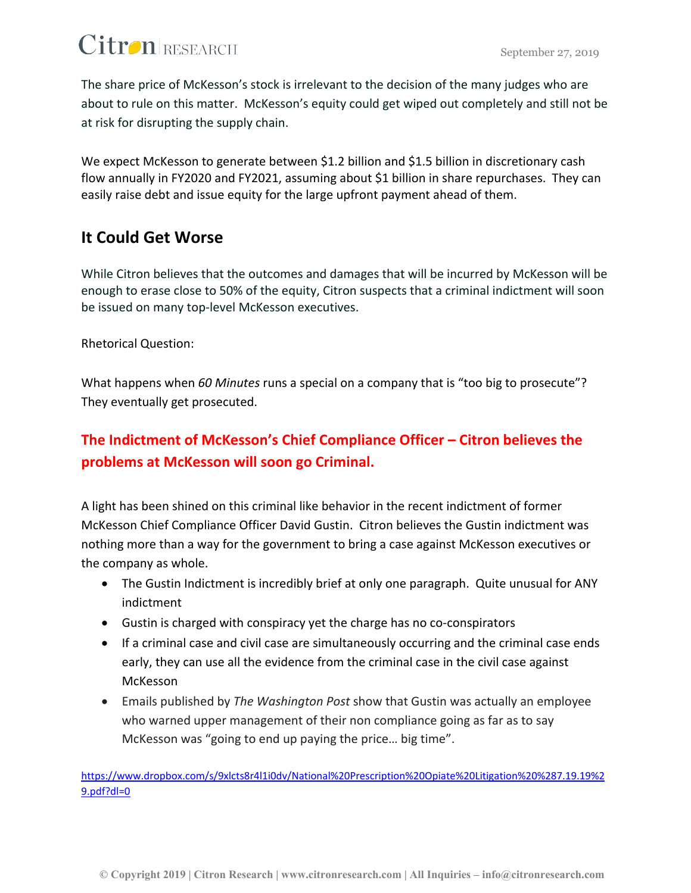The share price of McKesson's stock is irrelevant to the decision of the many judges who are about to rule on this matter. McKesson's equity could get wiped out completely and still not be at risk for disrupting the supply chain.

We expect McKesson to generate between $1.2 billion and $1.5 billion in discretionary cash flow annually in FY2020 and FY2021, assuming about $1 billion in share repurchases. They can easily raise debt and issue equity for the large upfront payment ahead of them.

## It Could Get Worse

While Citron believes that the outcomes and damages that will be incurred by McKesson will be enough to erase close to 50% of the equity, Citron suspects that a criminal indictment will soon be issued on many top-level McKesson executives.

Rhetorical Question:

What happens when *60 Minutes* runs a special on a company that is "too big to prosecute"? They eventually get prosecuted.

## The Indictment of McKesson's Chief Compliance Officer – Citron believes the problems at McKesson will soon go Criminal.

A light has been shined on this criminal like behavior in the recent indictment of former McKesson Chief Compliance Officer David Gustin. Citron believes the Gustin indictment was nothing more than a way for the government to bring a case against McKesson executives or the company as whole.

- The Gustin Indictment is incredibly brief at only one paragraph. Quite unusual for ANY indictment
- Gustin is charged with conspiracy yet the charge has no co-conspirators
- If a criminal case and civil case are simultaneously occurring and the criminal case ends early, they can use all the evidence from the criminal case in the civil case against McKesson
- Emails published by *The Washington Post* show that Gustin was actually an employee who warned upper management of their non compliance going as far as to say McKesson was "going to end up paying the price… big time".

https://www.dropbox.com/s/9xlcts8r4l1i0dv/National%20Prescription%20Opiate%20Litigation%20%287.19.19%29.pdf?dl=0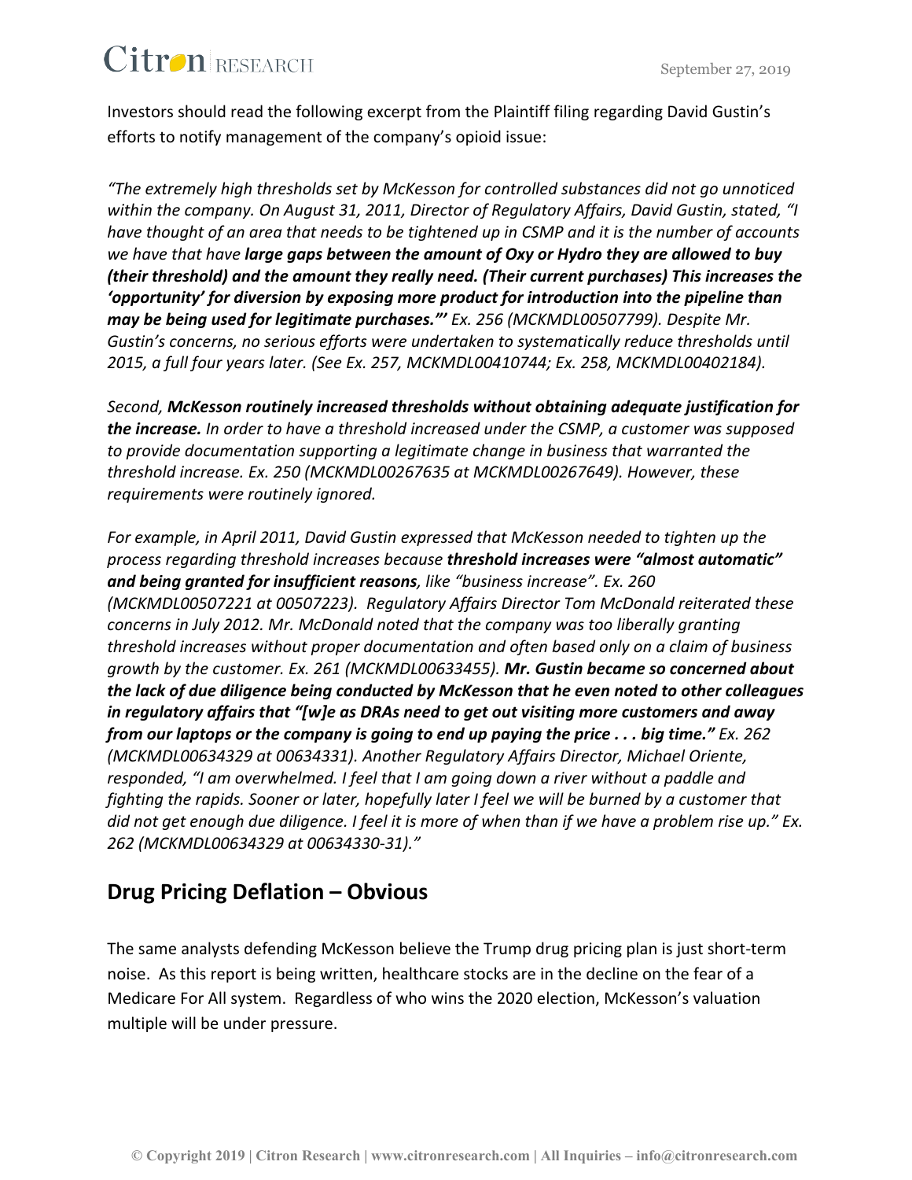Investors should read the following excerpt from the Plaintiff filing regarding David Gustin's efforts to notify management of the company's opioid issue:

*"The extremely high thresholds set by McKesson for controlled substances did not go unnoticed within the company. On August 31, 2011, Director of Regulatory Affairs, David Gustin, stated, "I have thought of an area that needs to be tightened up in CSMP and it is the number of accounts we have that have* ***large gaps between the amount of Oxy or Hydro they are allowed to buy (their threshold) and the amount they really need. (Their current purchases) This increases the 'opportunity' for diversion by exposing more product for introduction into the pipeline than may be being used for legitimate purchases."'*** *Ex. 256 (MCKMDL00507799). Despite Mr. Gustin's concerns, no serious efforts were undertaken to systematically reduce thresholds until 2015, a full four years later. (See Ex. 257, MCKMDL00410744; Ex. 258, MCKMDL00402184).*

*Second,* ***McKesson routinely increased thresholds without obtaining adequate justification for the increase.*** *In order to have a threshold increased under the CSMP, a customer was supposed to provide documentation supporting a legitimate change in business that warranted the threshold increase. Ex. 250 (MCKMDL00267635 at MCKMDL00267649). However, these requirements were routinely ignored.*

*For example, in April 2011, David Gustin expressed that McKesson needed to tighten up the process regarding threshold increases because* ***threshold increases were "almost automatic" and being granted for insufficient reasons****, like "business increase". Ex. 260 (MCKMDL00507221 at 00507223). Regulatory Affairs Director Tom McDonald reiterated these concerns in July 2012. Mr. McDonald noted that the company was too liberally granting threshold increases without proper documentation and often based only on a claim of business growth by the customer. Ex. 261 (MCKMDL00633455).* ***Mr. Gustin became so concerned about the lack of due diligence being conducted by McKesson that he even noted to other colleagues in regulatory affairs that "[w]e as DRAs need to get out visiting more customers and away from our laptops or the company is going to end up paying the price . . . big time."*** *Ex. 262 (MCKMDL00634329 at 00634331). Another Regulatory Affairs Director, Michael Oriente, responded, "I am overwhelmed. I feel that I am going down a river without a paddle and fighting the rapids. Sooner or later, hopefully later I feel we will be burned by a customer that did not get enough due diligence. I feel it is more of when than if we have a problem rise up." Ex. 262 (MCKMDL00634329 at 00634330-31)."*

## Drug Pricing Deflation – Obvious

The same analysts defending McKesson believe the Trump drug pricing plan is just short-term noise. As this report is being written, healthcare stocks are in the decline on the fear of a Medicare For All system. Regardless of who wins the 2020 election, McKesson's valuation multiple will be under pressure.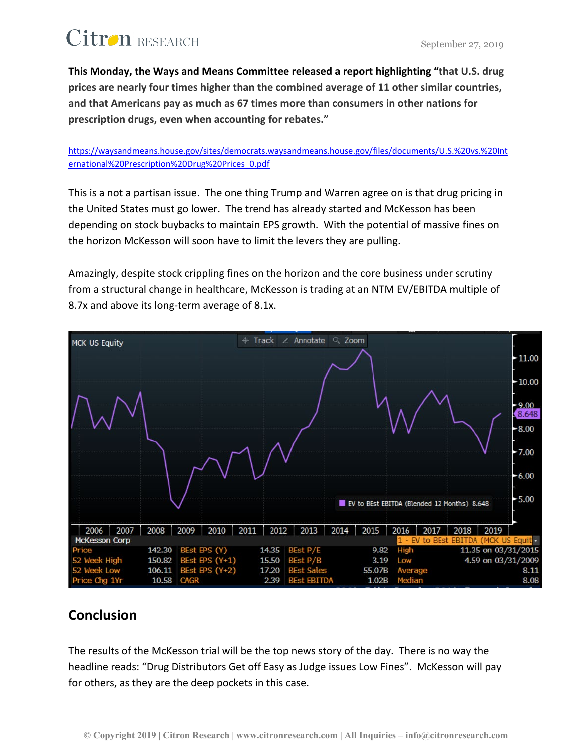**This Monday, the Ways and Means Committee released a report highlighting "that U.S. drug prices are nearly four times higher than the combined average of 11 other similar countries, and that Americans pay as much as 67 times more than consumers in other nations for prescription drugs, even when accounting for rebates."**

https://waysandmeans.house.gov/sites/democrats.waysandmeans.house.gov/files/documents/U.S.%20vs.%20International%20Prescription%20Drug%20Prices_0.pdf

This is a not a partisan issue. The one thing Trump and Warren agree on is that drug pricing in the United States must go lower. The trend has already started and McKesson has been depending on stock buybacks to maintain EPS growth. With the potential of massive fines on the horizon McKesson will soon have to limit the levers they are pulling.

Amazingly, despite stock crippling fines on the horizon and the core business under scrutiny from a structural change in healthcare, McKesson is trading at an NTM EV/EBITDA multiple of 8.7x and above its long-term average of 8.1x.

MCK US Equity — EV to BEst EBITDA (Blended 12 Months) 8.648

McKesson Corp

| | | | | | | 1 - EV to BEst EBITDA (MCK US Equity) | |
|---|---|---|---|---|---|---|---|
| Price | 142.30 | BEst EPS (Y) | 14.35 | BEst P/E | 9.82 | High | 11.35 on 03/31/2015 |
| 52 Week High | 150.82 | BEst EPS (Y+1) | 15.50 | BEst P/B | 3.19 | Low | 4.59 on 03/31/2009 |
| 52 Week Low | 106.11 | BEst EPS (Y+2) | 17.20 | BEst Sales | 55.07B | Average | 8.11 |
| Price Chg 1Yr | 10.58 | CAGR | 2.39 | BEst EBITDA | 1.02B | Median | 8.08 |

## Conclusion

The results of the McKesson trial will be the top news story of the day. There is no way the headline reads: "Drug Distributors Get off Easy as Judge issues Low Fines". McKesson will pay for others, as they are the deep pockets in this case.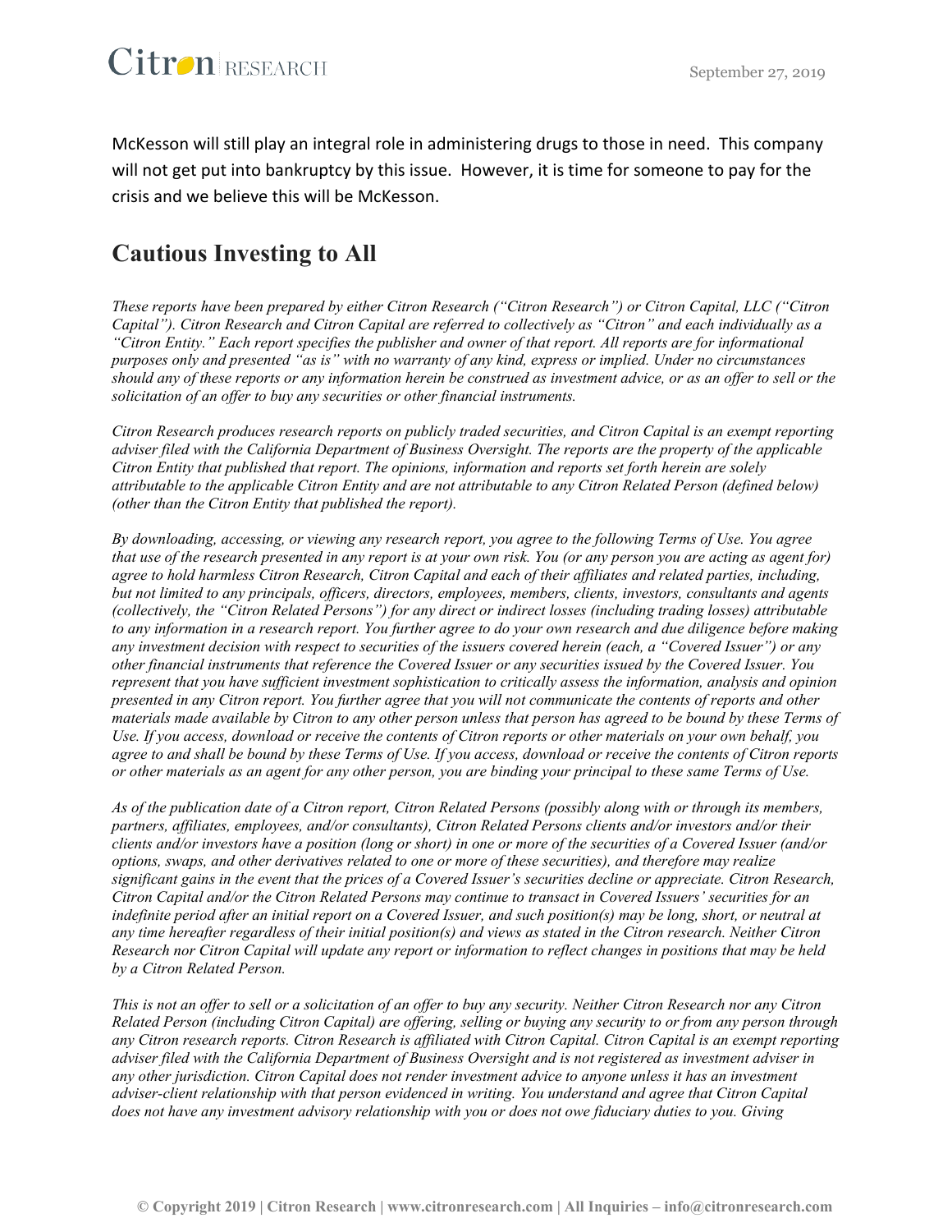McKesson will still play an integral role in administering drugs to those in need. This company will not get put into bankruptcy by this issue. However, it is time for someone to pay for the crisis and we believe this will be McKesson.

## Cautious Investing to All

*These reports have been prepared by either Citron Research ("Citron Research") or Citron Capital, LLC ("Citron Capital"). Citron Research and Citron Capital are referred to collectively as "Citron" and each individually as a "Citron Entity." Each report specifies the publisher and owner of that report. All reports are for informational purposes only and presented "as is" with no warranty of any kind, express or implied. Under no circumstances should any of these reports or any information herein be construed as investment advice, or as an offer to sell or the solicitation of an offer to buy any securities or other financial instruments.*

*Citron Research produces research reports on publicly traded securities, and Citron Capital is an exempt reporting adviser filed with the California Department of Business Oversight. The reports are the property of the applicable Citron Entity that published that report. The opinions, information and reports set forth herein are solely attributable to the applicable Citron Entity and are not attributable to any Citron Related Person (defined below) (other than the Citron Entity that published the report).*

*By downloading, accessing, or viewing any research report, you agree to the following Terms of Use. You agree that use of the research presented in any report is at your own risk. You (or any person you are acting as agent for) agree to hold harmless Citron Research, Citron Capital and each of their affiliates and related parties, including, but not limited to any principals, officers, directors, employees, members, clients, investors, consultants and agents (collectively, the "Citron Related Persons") for any direct or indirect losses (including trading losses) attributable to any information in a research report. You further agree to do your own research and due diligence before making any investment decision with respect to securities of the issuers covered herein (each, a "Covered Issuer") or any other financial instruments that reference the Covered Issuer or any securities issued by the Covered Issuer. You represent that you have sufficient investment sophistication to critically assess the information, analysis and opinion presented in any Citron report. You further agree that you will not communicate the contents of reports and other materials made available by Citron to any other person unless that person has agreed to be bound by these Terms of Use. If you access, download or receive the contents of Citron reports or other materials on your own behalf, you agree to and shall be bound by these Terms of Use. If you access, download or receive the contents of Citron reports or other materials as an agent for any other person, you are binding your principal to these same Terms of Use.*

*As of the publication date of a Citron report, Citron Related Persons (possibly along with or through its members, partners, affiliates, employees, and/or consultants), Citron Related Persons clients and/or investors and/or their clients and/or investors have a position (long or short) in one or more of the securities of a Covered Issuer (and/or options, swaps, and other derivatives related to one or more of these securities), and therefore may realize significant gains in the event that the prices of a Covered Issuer's securities decline or appreciate. Citron Research, Citron Capital and/or the Citron Related Persons may continue to transact in Covered Issuers' securities for an indefinite period after an initial report on a Covered Issuer, and such position(s) may be long, short, or neutral at any time hereafter regardless of their initial position(s) and views as stated in the Citron research. Neither Citron Research nor Citron Capital will update any report or information to reflect changes in positions that may be held by a Citron Related Person.*

*This is not an offer to sell or a solicitation of an offer to buy any security. Neither Citron Research nor any Citron Related Person (including Citron Capital) are offering, selling or buying any security to or from any person through any Citron research reports. Citron Research is affiliated with Citron Capital. Citron Capital is an exempt reporting adviser filed with the California Department of Business Oversight and is not registered as investment adviser in any other jurisdiction. Citron Capital does not render investment advice to anyone unless it has an investment adviser-client relationship with that person evidenced in writing. You understand and agree that Citron Capital does not have any investment advisory relationship with you or does not owe fiduciary duties to you. Giving*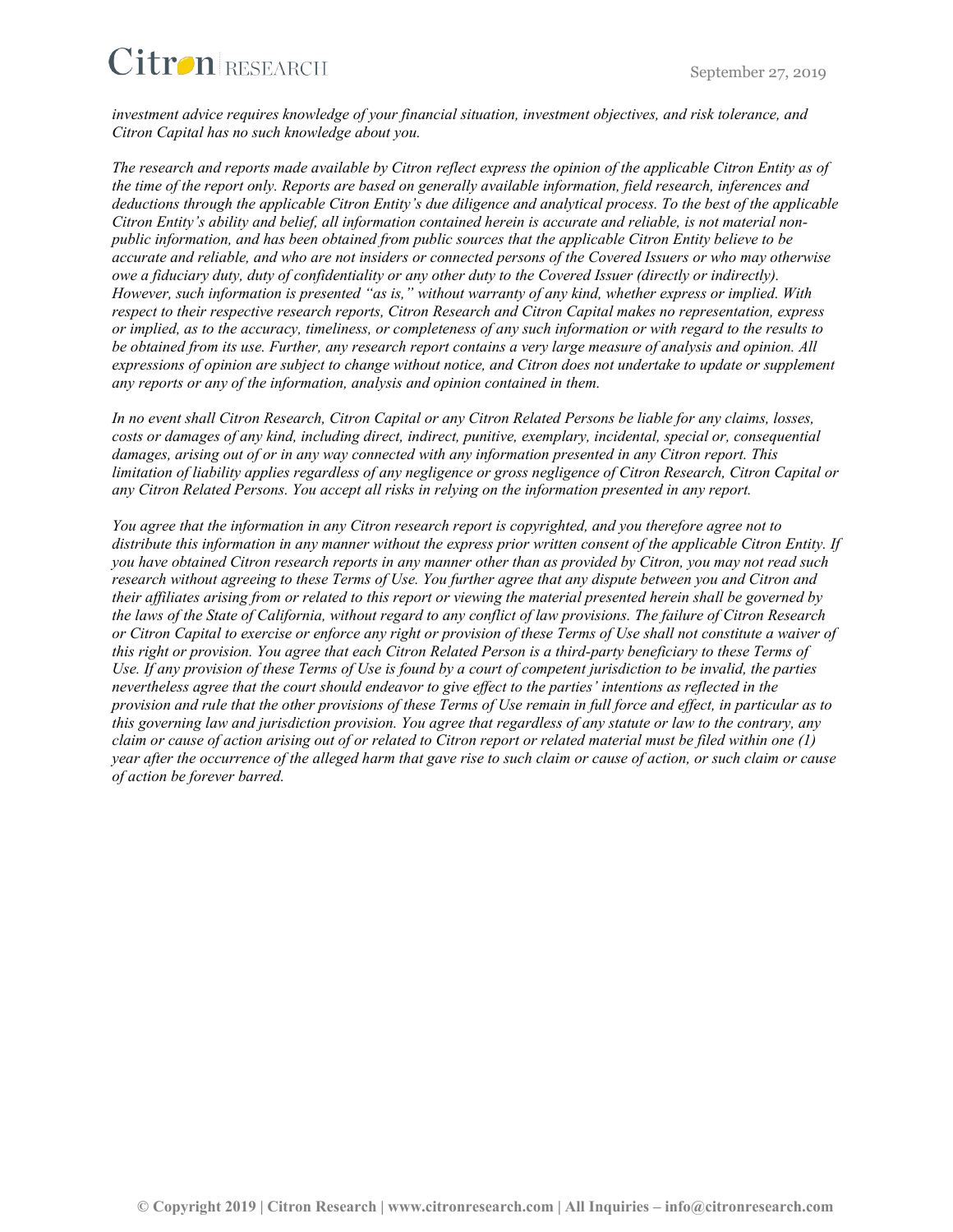*investment advice requires knowledge of your financial situation, investment objectives, and risk tolerance, and Citron Capital has no such knowledge about you.*

*The research and reports made available by Citron reflect express the opinion of the applicable Citron Entity as of the time of the report only. Reports are based on generally available information, field research, inferences and deductions through the applicable Citron Entity's due diligence and analytical process. To the best of the applicable Citron Entity's ability and belief, all information contained herein is accurate and reliable, is not material non-public information, and has been obtained from public sources that the applicable Citron Entity believe to be accurate and reliable, and who are not insiders or connected persons of the Covered Issuers or who may otherwise owe a fiduciary duty, duty of confidentiality or any other duty to the Covered Issuer (directly or indirectly). However, such information is presented "as is," without warranty of any kind, whether express or implied. With respect to their respective research reports, Citron Research and Citron Capital makes no representation, express or implied, as to the accuracy, timeliness, or completeness of any such information or with regard to the results to be obtained from its use. Further, any research report contains a very large measure of analysis and opinion. All expressions of opinion are subject to change without notice, and Citron does not undertake to update or supplement any reports or any of the information, analysis and opinion contained in them.*

*In no event shall Citron Research, Citron Capital or any Citron Related Persons be liable for any claims, losses, costs or damages of any kind, including direct, indirect, punitive, exemplary, incidental, special or, consequential damages, arising out of or in any way connected with any information presented in any Citron report. This limitation of liability applies regardless of any negligence or gross negligence of Citron Research, Citron Capital or any Citron Related Persons. You accept all risks in relying on the information presented in any report.*

*You agree that the information in any Citron research report is copyrighted, and you therefore agree not to distribute this information in any manner without the express prior written consent of the applicable Citron Entity. If you have obtained Citron research reports in any manner other than as provided by Citron, you may not read such research without agreeing to these Terms of Use. You further agree that any dispute between you and Citron and their affiliates arising from or related to this report or viewing the material presented herein shall be governed by the laws of the State of California, without regard to any conflict of law provisions. The failure of Citron Research or Citron Capital to exercise or enforce any right or provision of these Terms of Use shall not constitute a waiver of this right or provision. You agree that each Citron Related Person is a third-party beneficiary to these Terms of Use. If any provision of these Terms of Use is found by a court of competent jurisdiction to be invalid, the parties nevertheless agree that the court should endeavor to give effect to the parties' intentions as reflected in the provision and rule that the other provisions of these Terms of Use remain in full force and effect, in particular as to this governing law and jurisdiction provision. You agree that regardless of any statute or law to the contrary, any claim or cause of action arising out of or related to Citron report or related material must be filed within one (1) year after the occurrence of the alleged harm that gave rise to such claim or cause of action, or such claim or cause of action be forever barred.*